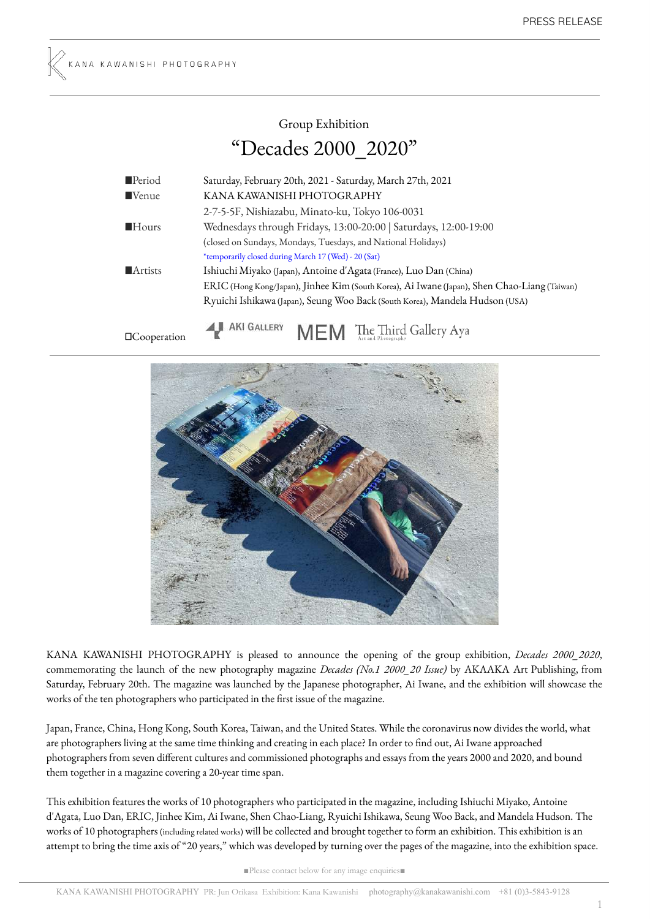PRESS RELEASE

KANA KAWANISHI PHOTOGRAPHY

## Group Exhibition

# "Decades 2000_2020"

| | |
|---|---|
| ■Period | Saturday, February 20th, 2021 - Saturday, March 27th, 2021 |
| ■Venue | KANA KAWANISHI PHOTOGRAPHY<br>2-7-5-5F, Nishiazabu, Minato-ku, Tokyo 106-0031 |
| ■Hours | Wednesdays through Fridays, 13:00-20:00 \| Saturdays, 12:00-19:00<br>(closed on Sundays, Mondays, Tuesdays, and National Holidays)<br>*temporarily closed during March 17 (Wed) - 20 (Sat) |
| ■Artists | Ishiuchi Miyako (Japan), Antoine d'Agata (France), Luo Dan (China)<br>ERIC (Hong Kong/Japan), Jinhee Kim (South Korea), Ai Iwane (Japan), Shen Chao-Liang (Taiwan)<br>Ryuichi Ishikawa (Japan), Seung Woo Back (South Korea), Mandela Hudson (USA) |
| □Cooperation | AKI GALLERY, MEM, The Third Gallery Aya |

KANA KAWANISHI PHOTOGRAPHY is pleased to announce the opening of the group exhibition, *Decades 2000_2020*, commemorating the launch of the new photography magazine *Decades (No.1 2000_20 Issue)* by AKAAKA Art Publishing, from Saturday, February 20th. The magazine was launched by the Japanese photographer, Ai Iwane, and the exhibition will showcase the works of the ten photographers who participated in the first issue of the magazine.

Japan, France, China, Hong Kong, South Korea, Taiwan, and the United States. While the coronavirus now divides the world, what are photographers living at the same time thinking and creating in each place? In order to find out, Ai Iwane approached photographers from seven different cultures and commissioned photographs and essays from the years 2000 and 2020, and bound them together in a magazine covering a 20-year time span.

This exhibition features the works of 10 photographers who participated in the magazine, including Ishiuchi Miyako, Antoine d'Agata, Luo Dan, ERIC, Jinhee Kim, Ai Iwane, Shen Chao-Liang, Ryuichi Ishikawa, Seung Woo Back, and Mandela Hudson. The works of 10 photographers (including related works) will be collected and brought together to form an exhibition. This exhibition is an attempt to bring the time axis of "20 years," which was developed by turning over the pages of the magazine, into the exhibition space.

■Please contact below for any image enquiries■

KANA KAWANISHI PHOTOGRAPHY PR: Jun Orikasa Exhibition: Kana Kawanishi photography@kanakawanishi.com +81 (0)3-5843-9128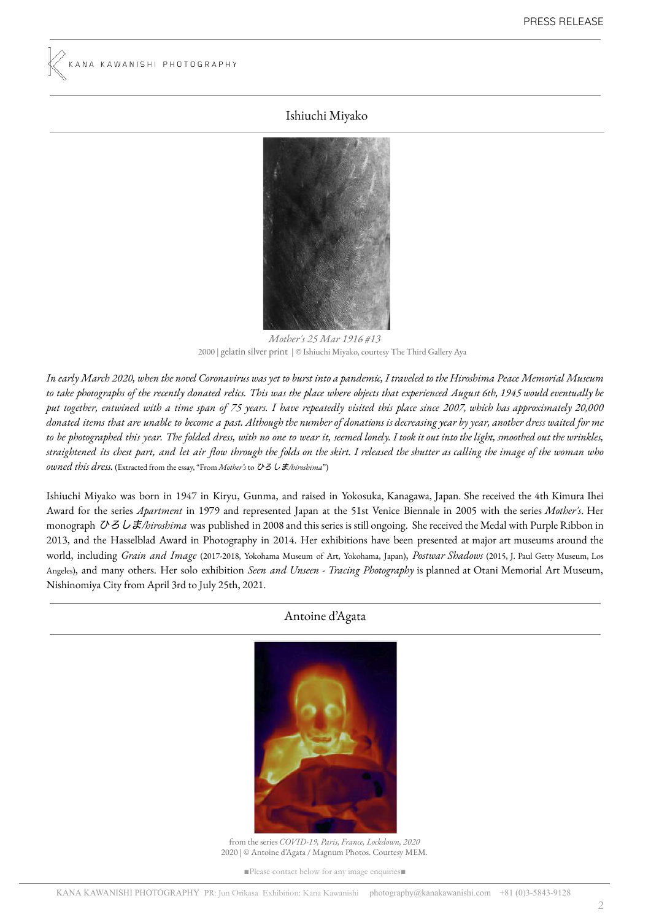## Ishiuchi Miyako

*Mother's 25 Mar 1916 #13*
2000 | gelatin silver print | © Ishiuchi Miyako, courtesy The Third Gallery Aya

*In early March 2020, when the novel Coronavirus was yet to burst into a pandemic, I traveled to the Hiroshima Peace Memorial Museum to take photographs of the recently donated relics. This was the place where objects that experienced August 6th, 1945 would eventually be put together, entwined with a time span of 75 years. I have repeatedly visited this place since 2007, which has approximately 20,000 donated items that are unable to become a past. Although the number of donations is decreasing year by year, another dress waited for me to be photographed this year. The folded dress, with no one to wear it, seemed lonely. I took it out into the light, smoothed out the wrinkles, straightened its chest part, and let air flow through the folds on the skirt. I released the shutter as calling the image of the woman who owned this dress.* (Extracted from the essay, "From *Mother's* to *ひろしま/hiroshima*")

Ishiuchi Miyako was born in 1947 in Kiryu, Gunma, and raised in Yokosuka, Kanagawa, Japan. She received the 4th Kimura Ihei Award for the series *Apartment* in 1979 and represented Japan at the 51st Venice Biennale in 2005 with the series *Mother's*. Her monograph *ひろしま/hiroshima* was published in 2008 and this series is still ongoing. She received the Medal with Purple Ribbon in 2013, and the Hasselblad Award in Photography in 2014. Her exhibitions have been presented at major art museums around the world, including *Grain and Image* (2017-2018, Yokohama Museum of Art, Yokohama, Japan), *Postwar Shadows* (2015, J. Paul Getty Museum, Los Angeles), and many others. Her solo exhibition *Seen and Unseen - Tracing Photography* is planned at Otani Memorial Art Museum, Nishinomiya City from April 3rd to July 25th, 2021.

## Antoine d'Agata

from the series *COVID-19, Paris, France, Lockdown, 2020*
2020 | © Antoine d'Agata / Magnum Photos. Courtesy MEM.

■Please contact below for any image enquiries■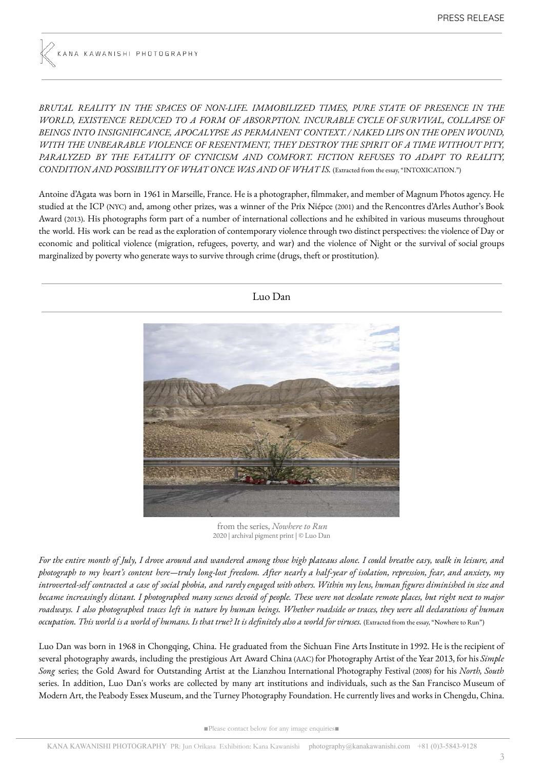*BRUTAL REALITY IN THE SPACES OF NON-LIFE. IMMOBILIZED TIMES, PURE STATE OF PRESENCE IN THE WORLD, EXISTENCE REDUCED TO A FORM OF ABSORPTION. INCURABLE CYCLE OF SURVIVAL, COLLAPSE OF BEINGS INTO INSIGNIFICANCE, APOCALYPSE AS PERMANENT CONTEXT. / NAKED LIPS ON THE OPEN WOUND, WITH THE UNBEARABLE VIOLENCE OF RESENTMENT, THEY DESTROY THE SPIRIT OF A TIME WITHOUT PITY, PARALYZED BY THE FATALITY OF CYNICISM AND COMFORT. FICTION REFUSES TO ADAPT TO REALITY, CONDITION AND POSSIBILITY OF WHAT ONCE WAS AND OF WHAT IS.* (Extracted from the essay, "INTOXICATION.")

Antoine d'Agata was born in 1961 in Marseille, France. He is a photographer, filmmaker, and member of Magnum Photos agency. He studied at the ICP (NYC) and, among other prizes, was a winner of the Prix Niépce (2001) and the Rencontres d'Arles Author's Book Award (2013). His photographs form part of a number of international collections and he exhibited in various museums throughout the world. His work can be read as the exploration of contemporary violence through two distinct perspectives: the violence of Day or economic and political violence (migration, refugees, poverty, and war) and the violence of Night or the survival of social groups marginalized by poverty who generate ways to survive through crime (drugs, theft or prostitution).

## Luo Dan

from the series, *Nowhere to Run*
2020 | archival pigment print | © Luo Dan

*For the entire month of July, I drove around and wandered among those high plateaus alone. I could breathe easy, walk in leisure, and photograph to my heart's content here—truly long-lost freedom. After nearly a half-year of isolation, repression, fear, and anxiety, my introverted-self contracted a case of social phobia, and rarely engaged with others. Within my lens, human figures diminished in size and became increasingly distant. I photographed many scenes devoid of people. These were not desolate remote places, but right next to major roadways. I also photographed traces left in nature by human beings. Whether roadside or traces, they were all declarations of human occupation. This world is a world of humans. Is that true? It is definitely also a world for viruses.* (Extracted from the essay, "Nowhere to Run")

Luo Dan was born in 1968 in Chongqing, China. He graduated from the Sichuan Fine Arts Institute in 1992. He is the recipient of several photography awards, including the prestigious Art Award China (AAC) for Photography Artist of the Year 2013, for his *Simple Song* series; the Gold Award for Outstanding Artist at the Lianzhou International Photography Festival (2008) for his *North, South* series. In addition, Luo Dan's works are collected by many art institutions and individuals, such as the San Francisco Museum of Modern Art, the Peabody Essex Museum, and the Turney Photography Foundation. He currently lives and works in Chengdu, China.

■Please contact below for any image enquiries■

KANA KAWANISHI PHOTOGRAPHY PR: Jun Orikasa Exhibition: Kana Kawanishi photography@kanakawanishi.com +81 (0)3-5843-9128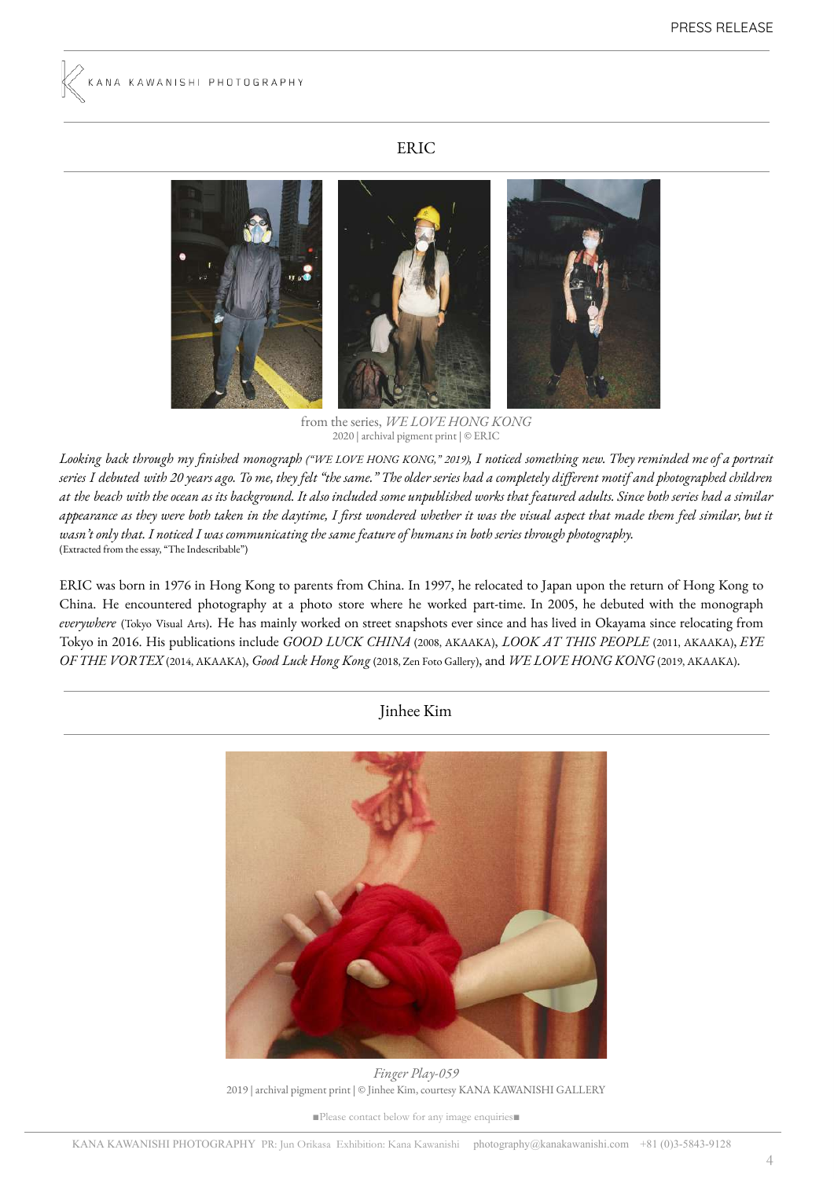## ERIC

from the series, *WE LOVE HONG KONG*
2020 | archival pigment print | © ERIC

*Looking back through my finished monograph ("WE LOVE HONG KONG," 2019), I noticed something new. They reminded me of a portrait series I debuted with 20 years ago. To me, they felt "the same." The older series had a completely different motif and photographed children at the beach with the ocean as its background. It also included some unpublished works that featured adults. Since both series had a similar appearance as they were both taken in the daytime, I first wondered whether it was the visual aspect that made them feel similar, but it wasn't only that. I noticed I was communicating the same feature of humans in both series through photography.*
(Extracted from the essay, "The Indescribable")

ERIC was born in 1976 in Hong Kong to parents from China. In 1997, he relocated to Japan upon the return of Hong Kong to China. He encountered photography at a photo store where he worked part-time. In 2005, he debuted with the monograph *everywhere* (Tokyo Visual Arts). He has mainly worked on street snapshots ever since and has lived in Okayama since relocating from Tokyo in 2016. His publications include *GOOD LUCK CHINA* (2008, AKAAKA), *LOOK AT THIS PEOPLE* (2011, AKAAKA), *EYE OF THE VORTEX* (2014, AKAAKA), *Good Luck Hong Kong* (2018, Zen Foto Gallery), and *WE LOVE HONG KONG* (2019, AKAAKA).

## Jinhee Kim

*Finger Play-059*
2019 | archival pigment print | © Jinhee Kim, courtesy KANA KAWANISHI GALLERY

■Please contact below for any image enquiries■

KANA KAWANISHI PHOTOGRAPHY PR: Jun Orikasa Exhibition: Kana Kawanishi photography@kanakawanishi.com +81 (0)3-5843-9128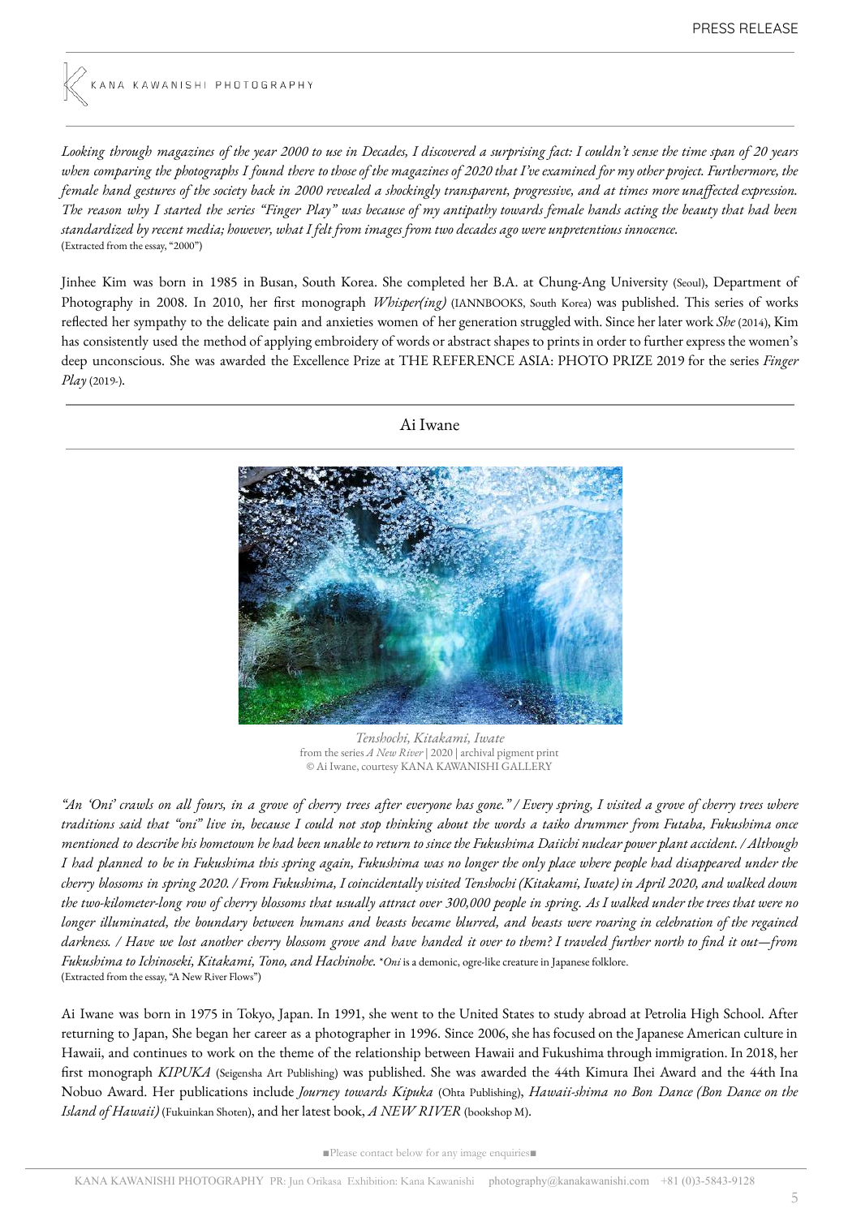*Looking through magazines of the year 2000 to use in Decades, I discovered a surprising fact: I couldn't sense the time span of 20 years when comparing the photographs I found there to those of the magazines of 2020 that I've examined for my other project. Furthermore, the female hand gestures of the society back in 2000 revealed a shockingly transparent, progressive, and at times more unaffected expression. The reason why I started the series "Finger Play" was because of my antipathy towards female hands acting the beauty that had been standardized by recent media; however, what I felt from images from two decades ago were unpretentious innocence.*
(Extracted from the essay, "2000")

Jinhee Kim was born in 1985 in Busan, South Korea. She completed her B.A. at Chung-Ang University (Seoul), Department of Photography in 2008. In 2010, her first monograph *Whisper(ing)* (IANNBOOKS, South Korea) was published. This series of works reflected her sympathy to the delicate pain and anxieties women of her generation struggled with. Since her later work *She* (2014), Kim has consistently used the method of applying embroidery of words or abstract shapes to prints in order to further express the women's deep unconscious. She was awarded the Excellence Prize at THE REFERENCE ASIA: PHOTO PRIZE 2019 for the series *Finger Play* (2019-).

## Ai Iwane

*Tenshochi, Kitakami, Iwate*
from the series *A New River* | 2020 | archival pigment print
© Ai Iwane, courtesy KANA KAWANISHI GALLERY

*"An 'Oni' crawls on all fours, in a grove of cherry trees after everyone has gone." / Every spring, I visited a grove of cherry trees where traditions said that "oni" live in, because I could not stop thinking about the words a taiko drummer from Futaba, Fukushima once mentioned to describe his hometown he had been unable to return to since the Fukushima Daiichi nuclear power plant accident. / Although I had planned to be in Fukushima this spring again, Fukushima was no longer the only place where people had disappeared under the cherry blossoms in spring 2020. / From Fukushima, I coincidentally visited Tenshochi (Kitakami, Iwate) in April 2020, and walked down the two-kilometer-long row of cherry blossoms that usually attract over 300,000 people in spring. As I walked under the trees that were no longer illuminated, the boundary between humans and beasts became blurred, and beasts were roaring in celebration of the regained darkness. / Have we lost another cherry blossom grove and have handed it over to them? I traveled further north to find it out—from Fukushima to Ichinoseki, Kitakami, Tono, and Hachinohe.* \**Oni* is a demonic, ogre-like creature in Japanese folklore.
(Extracted from the essay, "A New River Flows")

Ai Iwane was born in 1975 in Tokyo, Japan. In 1991, she went to the United States to study abroad at Petrolia High School. After returning to Japan, She began her career as a photographer in 1996. Since 2006, she has focused on the Japanese American culture in Hawaii, and continues to work on the theme of the relationship between Hawaii and Fukushima through immigration. In 2018, her first monograph *KIPUKA* (Seigensha Art Publishing) was published. She was awarded the 44th Kimura Ihei Award and the 44th Ina Nobuo Award. Her publications include *Journey towards Kipuka* (Ohta Publishing), *Hawaii-shima no Bon Dance (Bon Dance on the Island of Hawaii)* (Fukuinkan Shoten), and her latest book, *A NEW RIVER* (bookshop M).

■Please contact below for any image enquiries■

KANA KAWANISHI PHOTOGRAPHY PR: Jun Orikasa Exhibition: Kana Kawanishi photography@kanakawanishi.com +81 (0)3-5843-9128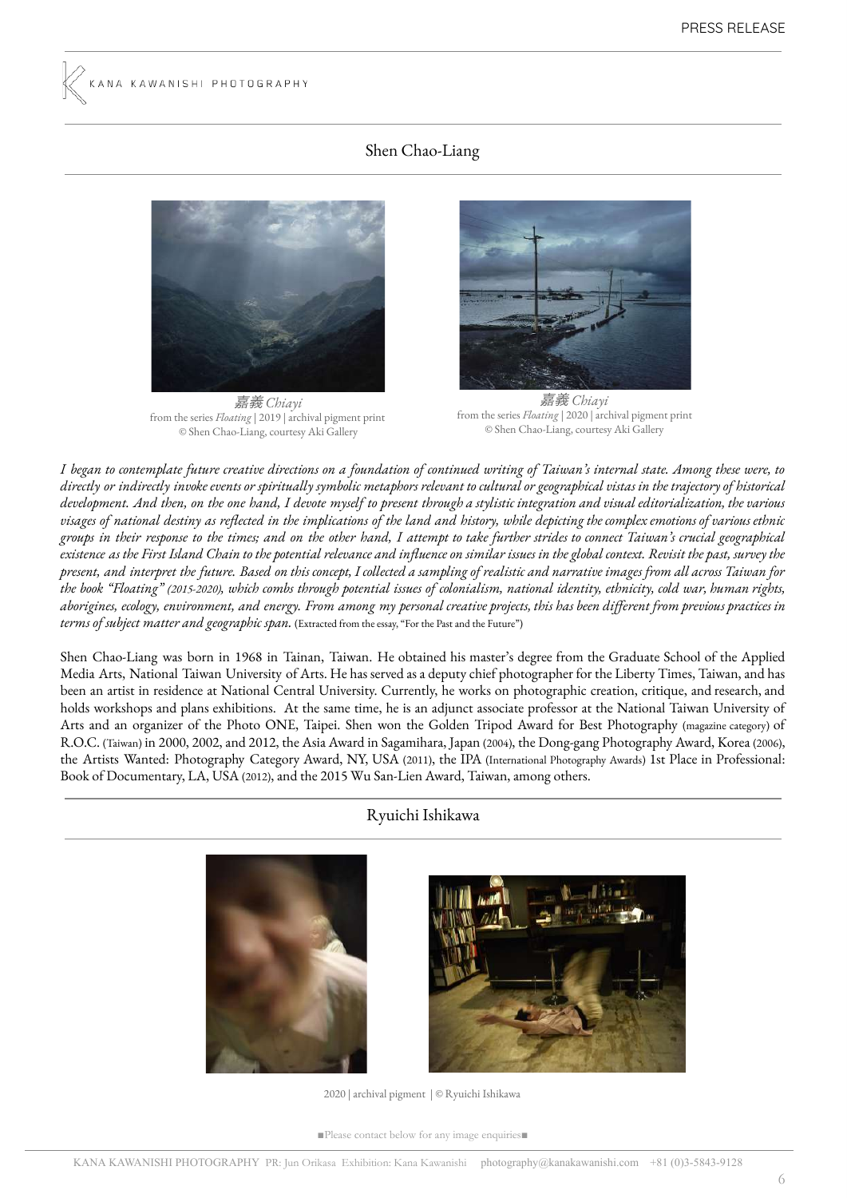## Shen Chao-Liang

嘉義 *Chiayi*
from the series *Floating* | 2019 | archival pigment print
© Shen Chao-Liang, courtesy Aki Gallery

嘉義 *Chiayi*
from the series *Floating* | 2020 | archival pigment print
© Shen Chao-Liang, courtesy Aki Gallery

*I began to contemplate future creative directions on a foundation of continued writing of Taiwan's internal state. Among these were, to directly or indirectly invoke events or spiritually symbolic metaphors relevant to cultural or geographical vistas in the trajectory of historical development. And then, on the one hand, I devote myself to present through a stylistic integration and visual editorialization, the various visages of national destiny as reflected in the implications of the land and history, while depicting the complex emotions of various ethnic groups in their response to the times; and on the other hand, I attempt to take further strides to connect Taiwan's crucial geographical existence as the First Island Chain to the potential relevance and influence on similar issues in the global context. Revisit the past, survey the present, and interpret the future. Based on this concept, I collected a sampling of realistic and narrative images from all across Taiwan for the book "Floating" (2015-2020), which combs through potential issues of colonialism, national identity, ethnicity, cold war, human rights, aborigines, ecology, environment, and energy. From among my personal creative projects, this has been different from previous practices in terms of subject matter and geographic span.* (Extracted from the essay, "For the Past and the Future")

Shen Chao-Liang was born in 1968 in Tainan, Taiwan. He obtained his master's degree from the Graduate School of the Applied Media Arts, National Taiwan University of Arts. He has served as a deputy chief photographer for the Liberty Times, Taiwan, and has been an artist in residence at National Central University. Currently, he works on photographic creation, critique, and research, and holds workshops and plans exhibitions. At the same time, he is an adjunct associate professor at the National Taiwan University of Arts and an organizer of the Photo ONE, Taipei. Shen won the Golden Tripod Award for Best Photography (magazine category) of R.O.C. (Taiwan) in 2000, 2002, and 2012, the Asia Award in Sagamihara, Japan (2004), the Dong-gang Photography Award, Korea (2006), the Artists Wanted: Photography Category Award, NY, USA (2011), the IPA (International Photography Awards) 1st Place in Professional: Book of Documentary, LA, USA (2012), and the 2015 Wu San-Lien Award, Taiwan, among others.

## Ryuichi Ishikawa

2020 | archival pigment | © Ryuichi Ishikawa

■Please contact below for any image enquiries■

KANA KAWANISHI PHOTOGRAPHY PR: Jun Orikasa Exhibition: Kana Kawanishi photography@kanakawanishi.com +81 (0)3-5843-9128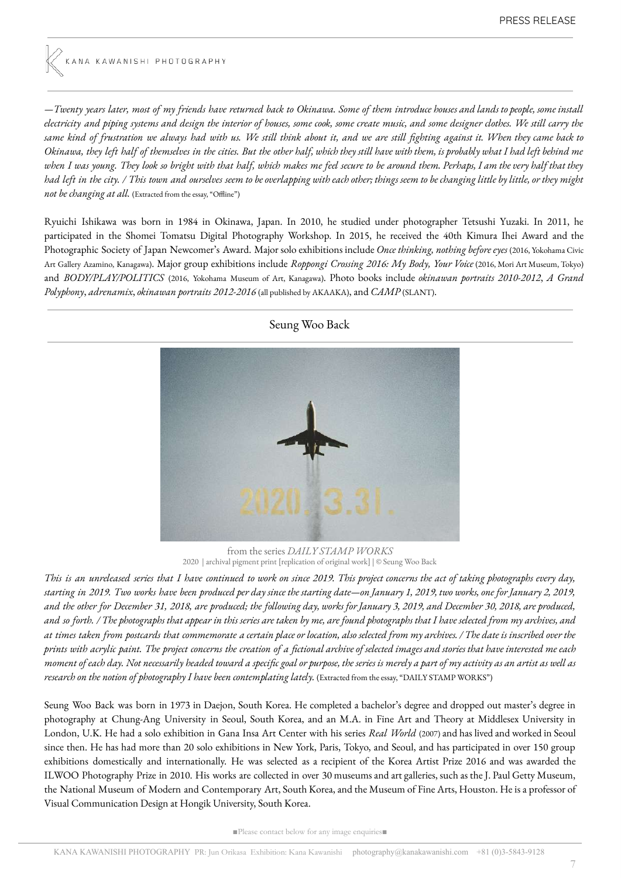*—Twenty years later, most of my friends have returned back to Okinawa. Some of them introduce houses and lands to people, some install electricity and piping systems and design the interior of houses, some cook, some create music, and some designer clothes. We still carry the same kind of frustration we always had with us. We still think about it, and we are still fighting against it. When they came back to Okinawa, they left half of themselves in the cities. But the other half, which they still have with them, is probably what I had left behind me when I was young. They look so bright with that half, which makes me feel secure to be around them. Perhaps, I am the very half that they had left in the city. / This town and ourselves seem to be overlapping with each other; things seem to be changing little by little, or they might not be changing at all.* (Extracted from the essay, "Offline")

Ryuichi Ishikawa was born in 1984 in Okinawa, Japan. In 2010, he studied under photographer Tetsushi Yuzaki. In 2011, he participated in the Shomei Tomatsu Digital Photography Workshop. In 2015, he received the 40th Kimura Ihei Award and the Photographic Society of Japan Newcomer's Award. Major solo exhibitions include *Once thinking, nothing before eyes* (2016, Yokohama Civic Art Gallery Azamino, Kanagawa). Major group exhibitions include *Roppongi Crossing 2016: My Body, Your Voice* (2016, Mori Art Museum, Tokyo) and *BODY/PLAY/POLITICS* (2016, Yokohama Museum of Art, Kanagawa). Photo books include *okinawan portraits 2010-2012*, *A Grand Polyphony*, *adrenamix*, *okinawan portraits 2012-2016* (all published by AKAAKA), and *CAMP* (SLANT).

## Seung Woo Back

from the series *DAILY STAMP WORKS*
2020 | archival pigment print [replication of original work] | © Seung Woo Back

*This is an unreleased series that I have continued to work on since 2019. This project concerns the act of taking photographs every day, starting in 2019. Two works have been produced per day since the starting date—on January 1, 2019, two works, one for January 2, 2019, and the other for December 31, 2018, are produced; the following day, works for January 3, 2019, and December 30, 2018, are produced, and so forth. / The photographs that appear in this series are taken by me, are found photographs that I have selected from my archives, and at times taken from postcards that commemorate a certain place or location, also selected from my archives. / The date is inscribed over the prints with acrylic paint. The project concerns the creation of a fictional archive of selected images and stories that have interested me each moment of each day. Not necessarily headed toward a specific goal or purpose, the series is merely a part of my activity as an artist as well as research on the notion of photography I have been contemplating lately.* (Extracted from the essay, "DAILY STAMP WORKS")

Seung Woo Back was born in 1973 in Daejon, South Korea. He completed a bachelor's degree and dropped out master's degree in photography at Chung-Ang University in Seoul, South Korea, and an M.A. in Fine Art and Theory at Middlesex University in London, U.K. He had a solo exhibition in Gana Insa Art Center with his series *Real World* (2007) and has lived and worked in Seoul since then. He has had more than 20 solo exhibitions in New York, Paris, Tokyo, and Seoul, and has participated in over 150 group exhibitions domestically and internationally. He was selected as a recipient of the Korea Artist Prize 2016 and was awarded the ILWOO Photography Prize in 2010. His works are collected in over 30 museums and art galleries, such as the J. Paul Getty Museum, the National Museum of Modern and Contemporary Art, South Korea, and the Museum of Fine Arts, Houston. He is a professor of Visual Communication Design at Hongik University, South Korea.

■Please contact below for any image enquiries■

KANA KAWANISHI PHOTOGRAPHY PR: Jun Orikasa Exhibition: Kana Kawanishi photography@kanakawanishi.com +81 (0)3-5843-9128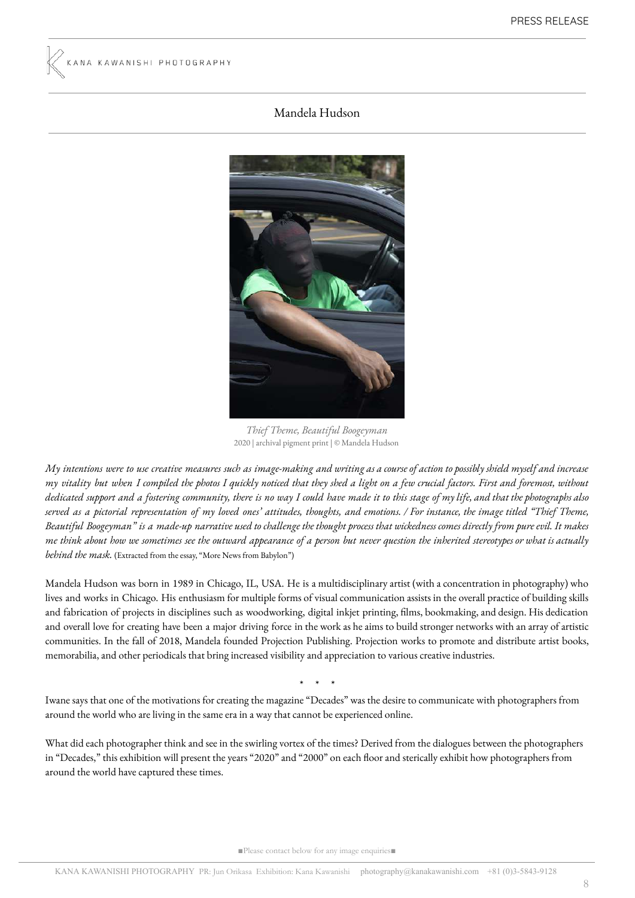## Mandela Hudson

*Thief Theme, Beautiful Boogeyman*
2020 | archival pigment print | © Mandela Hudson

*My intentions were to use creative measures such as image-making and writing as a course of action to possibly shield myself and increase my vitality but when I compiled the photos I quickly noticed that they shed a light on a few crucial factors. First and foremost, without dedicated support and a fostering community, there is no way I could have made it to this stage of my life, and that the photographs also served as a pictorial representation of my loved ones' attitudes, thoughts, and emotions. / For instance, the image titled "Thief Theme, Beautiful Boogeyman" is a made-up narrative used to challenge the thought process that wickedness comes directly from pure evil. It makes me think about how we sometimes see the outward appearance of a person but never question the inherited stereotypes or what is actually behind the mask.* (Extracted from the essay, "More News from Babylon")

Mandela Hudson was born in 1989 in Chicago, IL, USA. He is a multidisciplinary artist (with a concentration in photography) who lives and works in Chicago. His enthusiasm for multiple forms of visual communication assists in the overall practice of building skills and fabrication of projects in disciplines such as woodworking, digital inkjet printing, films, bookmaking, and design. His dedication and overall love for creating have been a major driving force in the work as he aims to build stronger networks with an array of artistic communities. In the fall of 2018, Mandela founded Projection Publishing. Projection works to promote and distribute artist books, memorabilia, and other periodicals that bring increased visibility and appreciation to various creative industries.

\* \* \*

Iwane says that one of the motivations for creating the magazine "Decades" was the desire to communicate with photographers from around the world who are living in the same era in a way that cannot be experienced online.

What did each photographer think and see in the swirling vortex of the times? Derived from the dialogues between the photographers in "Decades," this exhibition will present the years "2020" and "2000" on each floor and sterically exhibit how photographers from around the world have captured these times.

■Please contact below for any image enquiries■

KANA KAWANISHI PHOTOGRAPHY PR: Jun Orikasa Exhibition: Kana Kawanishi photography@kanakawanishi.com +81 (0)3-5843-9128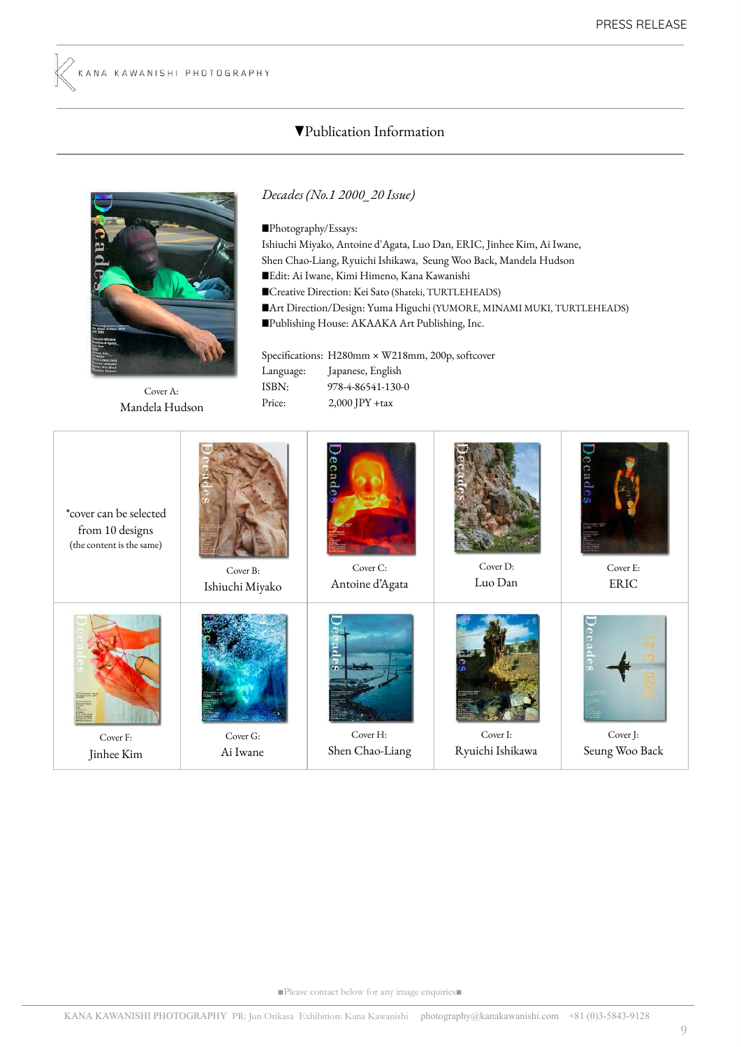KANA KAWANISHI PHOTOGRAPHY

## ▼Publication Information

*Decades (No.1 2000_20 Issue)*

■Photography/Essays:
Ishiuchi Miyako, Antoine d'Agata, Luo Dan, ERIC, Jinhee Kim, Ai Iwane, Shen Chao-Liang, Ryuichi Ishikawa, Seung Woo Back, Mandela Hudson
■Edit: Ai Iwane, Kimi Himeno, Kana Kawanishi
■Creative Direction: Kei Sato (Shateki, TURTLEHEADS)
■Art Direction/Design: Yuma Higuchi (YUMORE, MINAMI MUKI, TURTLEHEADS)
■Publishing House: AKAAKA Art Publishing, Inc.

Specifications: H280mm × W218mm, 200p, softcover
Language: Japanese, English
ISBN: 978-4-86541-130-0
Price: 2,000 JPY +tax

Cover A:
Mandela Hudson

| | | | | |
|---|---|---|---|---|
| *cover can be selected from 10 designs (the content is the same) | Cover B: Ishiuchi Miyako | Cover C: Antoine d'Agata | Cover D: Luo Dan | Cover E: ERIC |
| Cover F: Jinhee Kim | Cover G: Ai Iwane | Cover H: Shen Chao-Liang | Cover I: Ryuichi Ishikawa | Cover J: Seung Woo Back |

■Please contact below for any image enquiries■

KANA KAWANISHI PHOTOGRAPHY PR: Jun Orikasa Exhibition: Kana Kawanishi photography@kanakawanishi.com +81 (0)3-5843-9128